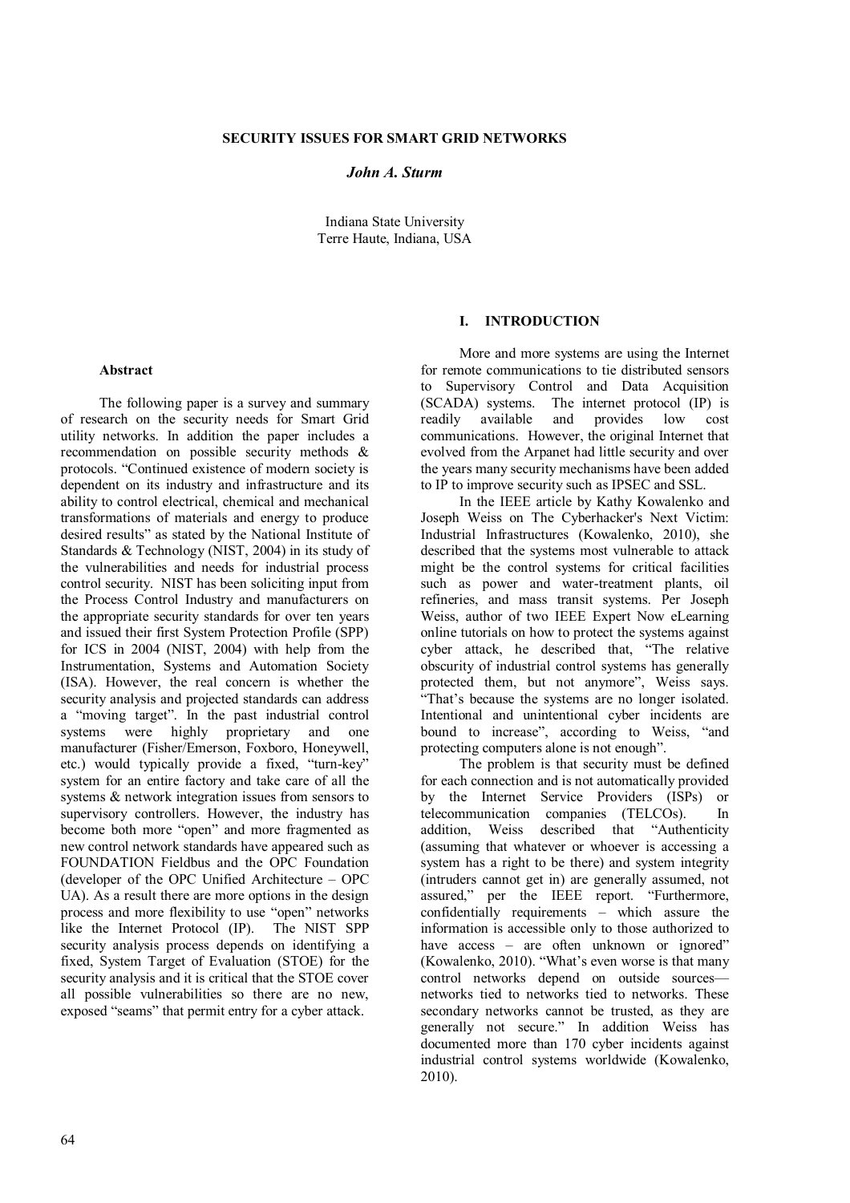# SECURITY ISSUES FOR SMART GRID NETWORKS

***John A. Sturm***

Indiana State University
Terre Haute, Indiana, USA

## Abstract

The following paper is a survey and summary of research on the security needs for Smart Grid utility networks. In addition the paper includes a recommendation on possible security methods & protocols. "Continued existence of modern society is dependent on its industry and infrastructure and its ability to control electrical, chemical and mechanical transformations of materials and energy to produce desired results" as stated by the National Institute of Standards & Technology (NIST, 2004) in its study of the vulnerabilities and needs for industrial process control security. NIST has been soliciting input from the Process Control Industry and manufacturers on the appropriate security standards for over ten years and issued their first System Protection Profile (SPP) for ICS in 2004 (NIST, 2004) with help from the Instrumentation, Systems and Automation Society (ISA). However, the real concern is whether the security analysis and projected standards can address a "moving target". In the past industrial control systems were highly proprietary and one manufacturer (Fisher/Emerson, Foxboro, Honeywell, etc.) would typically provide a fixed, "turn-key" system for an entire factory and take care of all the systems & network integration issues from sensors to supervisory controllers. However, the industry has become both more "open" and more fragmented as new control network standards have appeared such as FOUNDATION Fieldbus and the OPC Foundation (developer of the OPC Unified Architecture – OPC UA). As a result there are more options in the design process and more flexibility to use "open" networks like the Internet Protocol (IP). The NIST SPP security analysis process depends on identifying a fixed, System Target of Evaluation (STOE) for the security analysis and it is critical that the STOE cover all possible vulnerabilities so there are no new, exposed "seams" that permit entry for a cyber attack.

## I. INTRODUCTION

More and more systems are using the Internet for remote communications to tie distributed sensors to Supervisory Control and Data Acquisition (SCADA) systems. The internet protocol (IP) is readily available and provides low cost communications. However, the original Internet that evolved from the Arpanet had little security and over the years many security mechanisms have been added to IP to improve security such as IPSEC and SSL.

In the IEEE article by Kathy Kowalenko and Joseph Weiss on The Cyberhacker's Next Victim: Industrial Infrastructures (Kowalenko, 2010), she described that the systems most vulnerable to attack might be the control systems for critical facilities such as power and water-treatment plants, oil refineries, and mass transit systems. Per Joseph Weiss, author of two IEEE Expert Now eLearning online tutorials on how to protect the systems against cyber attack, he described that, "The relative obscurity of industrial control systems has generally protected them, but not anymore", Weiss says. "That's because the systems are no longer isolated. Intentional and unintentional cyber incidents are bound to increase", according to Weiss, "and protecting computers alone is not enough".

The problem is that security must be defined for each connection and is not automatically provided by the Internet Service Providers (ISPs) or telecommunication companies (TELCOs). In addition, Weiss described that "Authenticity (assuming that whatever or whoever is accessing a system has a right to be there) and system integrity (intruders cannot get in) are generally assumed, not assured," per the IEEE report. "Furthermore, confidentially requirements – which assure the information is accessible only to those authorized to have access – are often unknown or ignored" (Kowalenko, 2010). "What's even worse is that many control networks depend on outside sources—networks tied to networks tied to networks. These secondary networks cannot be trusted, as they are generally not secure." In addition Weiss has documented more than 170 cyber incidents against industrial control systems worldwide (Kowalenko, 2010).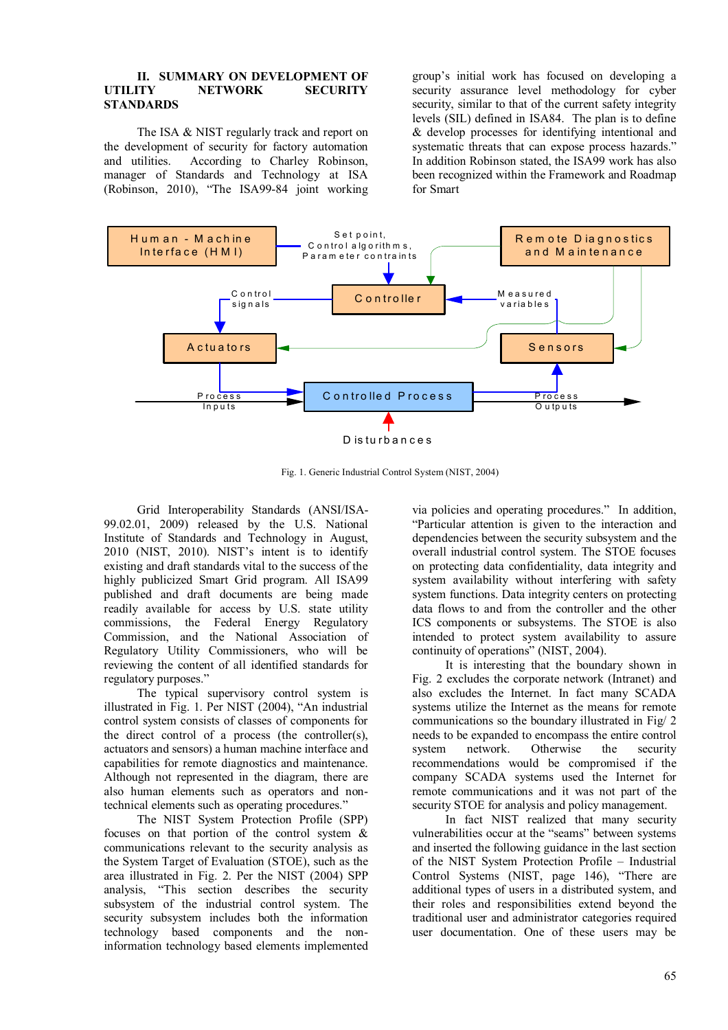## II. SUMMARY ON DEVELOPMENT OF UTILITY NETWORK SECURITY STANDARDS

The ISA & NIST regularly track and report on the development of security for factory automation and utilities. According to Charley Robinson, manager of Standards and Technology at ISA (Robinson, 2010), "The ISA99-84 joint working group's initial work has focused on developing a security assurance level methodology for cyber security, similar to that of the current safety integrity levels (SIL) defined in ISA84. The plan is to define & develop processes for identifying intentional and systematic threats that can expose process hazards." In addition Robinson stated, the ISA99 work has also been recognized within the Framework and Roadmap for Smart Grid Interoperability Standards (ANSI/ISA-99.02.01, 2009) released by the U.S. National Institute of Standards and Technology in August, 2010 (NIST, 2010). NIST's intent is to identify existing and draft standards vital to the success of the highly publicized Smart Grid program. All ISA99 published and draft documents are being made readily available for access by U.S. state utility commissions, the Federal Energy Regulatory Commission, and the National Association of Regulatory Utility Commissioners, who will be reviewing the content of all identified standards for regulatory purposes."

Fig. 1. Generic Industrial Control System (NIST, 2004)

The typical supervisory control system is illustrated in Fig. 1. Per NIST (2004), "An industrial control system consists of classes of components for the direct control of a process (the controller(s), actuators and sensors) a human machine interface and capabilities for remote diagnostics and maintenance. Although not represented in the diagram, there are also human elements such as operators and non-technical elements such as operating procedures."

The NIST System Protection Profile (SPP) focuses on that portion of the control system & communications relevant to the security analysis as the System Target of Evaluation (STOE), such as the area illustrated in Fig. 2. Per the NIST (2004) SPP analysis, "This section describes the security subsystem of the industrial control system. The security subsystem includes both the information technology based components and the non-information technology based elements implemented via policies and operating procedures." In addition, "Particular attention is given to the interaction and dependencies between the security subsystem and the overall industrial control system. The STOE focuses on protecting data confidentiality, data integrity and system availability without interfering with safety system functions. Data integrity centers on protecting data flows to and from the controller and the other ICS components or subsystems. The STOE is also intended to protect system availability to assure continuity of operations" (NIST, 2004).

It is interesting that the boundary shown in Fig. 2 excludes the corporate network (Intranet) and also excludes the Internet. In fact many SCADA systems utilize the Internet as the means for remote communications so the boundary illustrated in Fig/ 2 needs to be expanded to encompass the entire control system network. Otherwise the security recommendations would be compromised if the company SCADA systems used the Internet for remote communications and it was not part of the security STOE for analysis and policy management.

In fact NIST realized that many security vulnerabilities occur at the "seams" between systems and inserted the following guidance in the last section of the NIST System Protection Profile – Industrial Control Systems (NIST, page 146), "There are additional types of users in a distributed system, and their roles and responsibilities extend beyond the traditional user and administrator categories required user documentation. One of these users may be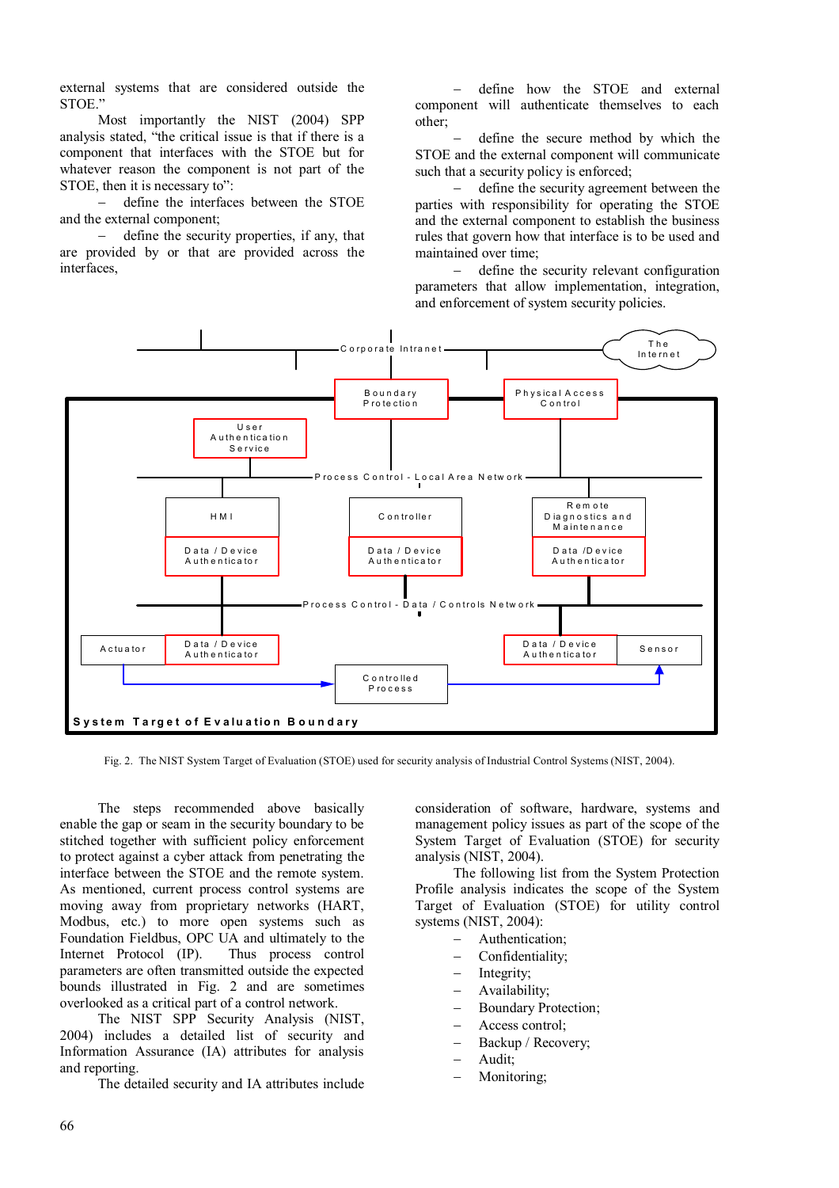external systems that are considered outside the STOE."

Most importantly the NIST (2004) SPP analysis stated, "the critical issue is that if there is a component that interfaces with the STOE but for whatever reason the component is not part of the STOE, then it is necessary to":

– define the interfaces between the STOE and the external component;

– define the security properties, if any, that are provided by or that are provided across the interfaces,

– define how the STOE and external component will authenticate themselves to each other;

– define the secure method by which the STOE and the external component will communicate such that a security policy is enforced;

– define the security agreement between the parties with responsibility for operating the STOE and the external component to establish the business rules that govern how that interface is to be used and maintained over time;

– define the security relevant configuration parameters that allow implementation, integration, and enforcement of system security policies.

Fig. 2. The NIST System Target of Evaluation (STOE) used for security analysis of Industrial Control Systems (NIST, 2004).

The steps recommended above basically enable the gap or seam in the security boundary to be stitched together with sufficient policy enforcement to protect against a cyber attack from penetrating the interface between the STOE and the remote system. As mentioned, current process control systems are moving away from proprietary networks (HART, Modbus, etc.) to more open systems such as Foundation Fieldbus, OPC UA and ultimately to the Internet Protocol (IP). Thus process control parameters are often transmitted outside the expected bounds illustrated in Fig. 2 and are sometimes overlooked as a critical part of a control network.

The NIST SPP Security Analysis (NIST, 2004) includes a detailed list of security and Information Assurance (IA) attributes for analysis and reporting.

The detailed security and IA attributes include consideration of software, hardware, systems and management policy issues as part of the scope of the System Target of Evaluation (STOE) for security analysis (NIST, 2004).

The following list from the System Protection Profile analysis indicates the scope of the System Target of Evaluation (STOE) for utility control systems (NIST, 2004):

– Authentication;
– Confidentiality;
– Integrity;
– Availability;
– Boundary Protection;
– Access control;
– Backup / Recovery;
– Audit;
– Monitoring;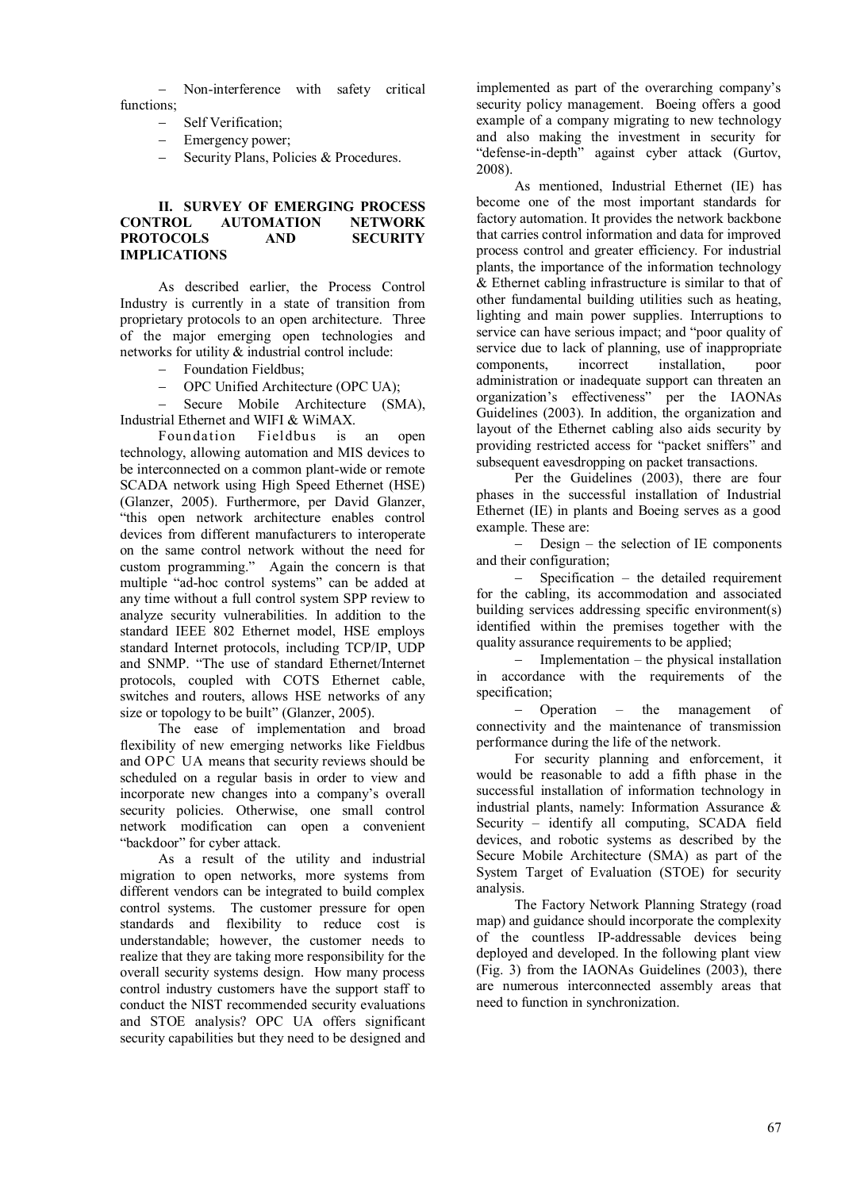- Non-interference with safety critical functions;
- Self Verification;
- Emergency power;
- Security Plans, Policies & Procedures.

## II. SURVEY OF EMERGING PROCESS CONTROL AUTOMATION NETWORK PROTOCOLS AND SECURITY IMPLICATIONS

As described earlier, the Process Control Industry is currently in a state of transition from proprietary protocols to an open architecture. Three of the major emerging open technologies and networks for utility & industrial control include:

- Foundation Fieldbus;
- OPC Unified Architecture (OPC UA);
- Secure Mobile Architecture (SMA), Industrial Ethernet and WIFI & WiMAX.

Foundation Fieldbus is an open technology, allowing automation and MIS devices to be interconnected on a common plant-wide or remote SCADA network using High Speed Ethernet (HSE) (Glanzer, 2005). Furthermore, per David Glanzer, "this open network architecture enables control devices from different manufacturers to interoperate on the same control network without the need for custom programming." Again the concern is that multiple "ad-hoc control systems" can be added at any time without a full control system SPP review to analyze security vulnerabilities. In addition to the standard IEEE 802 Ethernet model, HSE employs standard Internet protocols, including TCP/IP, UDP and SNMP. "The use of standard Ethernet/Internet protocols, coupled with COTS Ethernet cable, switches and routers, allows HSE networks of any size or topology to be built" (Glanzer, 2005).

The ease of implementation and broad flexibility of new emerging networks like Fieldbus and OPC UA means that security reviews should be scheduled on a regular basis in order to view and incorporate new changes into a company's overall security policies. Otherwise, one small control network modification can open a convenient "backdoor" for cyber attack.

As a result of the utility and industrial migration to open networks, more systems from different vendors can be integrated to build complex control systems. The customer pressure for open standards and flexibility to reduce cost is understandable; however, the customer needs to realize that they are taking more responsibility for the overall security systems design. How many process control industry customers have the support staff to conduct the NIST recommended security evaluations and STOE analysis? OPC UA offers significant security capabilities but they need to be designed and implemented as part of the overarching company's security policy management. Boeing offers a good example of a company migrating to new technology and also making the investment in security for "defense-in-depth" against cyber attack (Gurtov, 2008).

As mentioned, Industrial Ethernet (IE) has become one of the most important standards for factory automation. It provides the network backbone that carries control information and data for improved process control and greater efficiency. For industrial plants, the importance of the information technology & Ethernet cabling infrastructure is similar to that of other fundamental building utilities such as heating, lighting and main power supplies. Interruptions to service can have serious impact; and "poor quality of service due to lack of planning, use of inappropriate components, incorrect installation, poor administration or inadequate support can threaten an organization's effectiveness" per the IAONAs Guidelines (2003). In addition, the organization and layout of the Ethernet cabling also aids security by providing restricted access for "packet sniffers" and subsequent eavesdropping on packet transactions.

Per the Guidelines (2003), there are four phases in the successful installation of Industrial Ethernet (IE) in plants and Boeing serves as a good example. These are:

- Design – the selection of IE components and their configuration;
- Specification – the detailed requirement for the cabling, its accommodation and associated building services addressing specific environment(s) identified within the premises together with the quality assurance requirements to be applied;
- Implementation – the physical installation in accordance with the requirements of the specification;
- Operation – the management of connectivity and the maintenance of transmission performance during the life of the network.

For security planning and enforcement, it would be reasonable to add a fifth phase in the successful installation of information technology in industrial plants, namely: Information Assurance & Security – identify all computing, SCADA field devices, and robotic systems as described by the Secure Mobile Architecture (SMA) as part of the System Target of Evaluation (STOE) for security analysis.

The Factory Network Planning Strategy (road map) and guidance should incorporate the complexity of the countless IP-addressable devices being deployed and developed. In the following plant view (Fig. 3) from the IAONAs Guidelines (2003), there are numerous interconnected assembly areas that need to function in synchronization.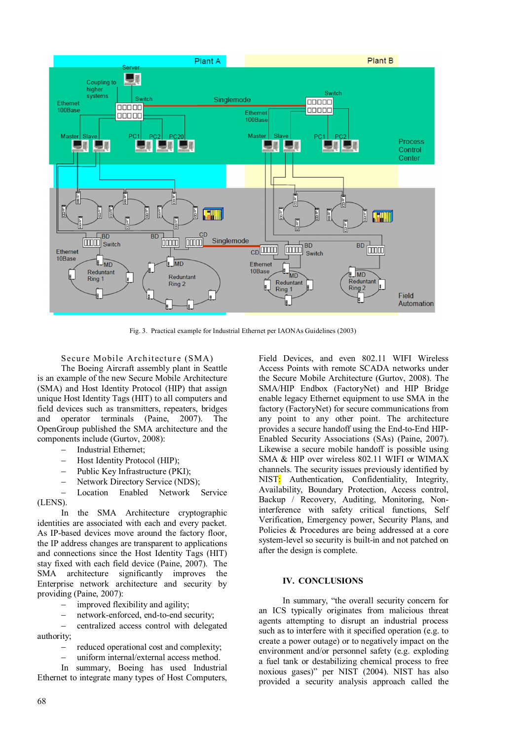Fig. 3. Practical example for Industrial Ethernet per IAONAs Guidelines (2003)

Secure Mobile Architecture (SMA)

The Boeing Aircraft assembly plant in Seattle is an example of the new Secure Mobile Architecture (SMA) and Host Identity Protocol (HIP) that assign unique Host Identity Tags (HIT) to all computers and field devices such as transmitters, repeaters, bridges and operator terminals (Paine, 2007). The OpenGroup published the SMA architecture and the components include (Gurtov, 2008):

- Industrial Ethernet;
- Host Identity Protocol (HIP);
- Public Key Infrastructure (PKI);
- Network Directory Service (NDS);
- Location Enabled Network Service (LENS).

In the SMA Architecture cryptographic identities are associated with each and every packet. As IP-based devices move around the factory floor, the IP address changes are transparent to applications and connections since the Host Identity Tags (HIT) stay fixed with each field device (Paine, 2007). The SMA architecture significantly improves the Enterprise network architecture and security by providing (Paine, 2007):

- improved flexibility and agility;
- network-enforced, end-to-end security;
- centralized access control with delegated authority;
- reduced operational cost and complexity;
- uniform internal/external access method.

In summary, Boeing has used Industrial Ethernet to integrate many types of Host Computers, Field Devices, and even 802.11 WIFI Wireless Access Points with remote SCADA networks under the Secure Mobile Architecture (Gurtov, 2008). The SMA/HIP Endbox (FactoryNet) and HIP Bridge enable legacy Ethernet equipment to use SMA in the factory (FactoryNet) for secure communications from any point to any other point. The architecture provides a secure handoff using the End-to-End HIP-Enabled Security Associations (SAs) (Paine, 2007). Likewise a secure mobile handoff is possible using SMA & HIP over wireless 802.11 WIFI or WIMAX channels. The security issues previously identified by NIST: Authentication, Confidentiality, Integrity, Availability, Boundary Protection, Access control, Backup / Recovery, Auditing, Monitoring, Non-interference with safety critical functions, Self Verification, Emergency power, Security Plans, and Policies & Procedures are being addressed at a core system-level so security is built-in and not patched on after the design is complete.

## IV. CONCLUSIONS

In summary, "the overall security concern for an ICS typically originates from malicious threat agents attempting to disrupt an industrial process such as to interfere with it specified operation (e.g. to create a power outage) or to negatively impact on the environment and/or personnel safety (e.g. exploding a fuel tank or destabilizing chemical process to free noxious gases)" per NIST (2004). NIST has also provided a security analysis approach called the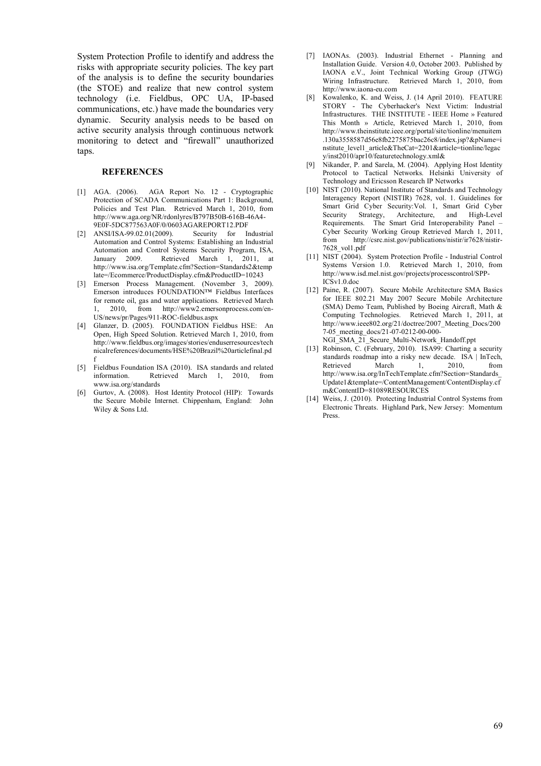System Protection Profile to identify and address the risks with appropriate security policies. The key part of the analysis is to define the security boundaries (the STOE) and realize that new control system technology (i.e. Fieldbus, OPC UA, IP-based communications, etc.) have made the boundaries very dynamic. Security analysis needs to be based on active security analysis through continuous network monitoring to detect and "firewall" unauthorized taps.

## REFERENCES

[1] AGA. (2006). AGA Report No. 12 - Cryptographic Protection of SCADA Communications Part 1: Background, Policies and Test Plan. Retrieved March 1, 2010, from http://www.aga.org/NR/rdonlyres/B797B50B-616B-46A4-9E0F-5DC877563A0F/0/0603AGAREPORT12.PDF

[2] ANSI/ISA-99.02.01(2009). Security for Industrial Automation and Control Systems: Establishing an Industrial Automation and Control Systems Security Program, ISA, January 2009. Retrieved March 1, 2011, at http://www.isa.org/Template.cfm?Section=Standards2&template=/Ecommerce/ProductDisplay.cfm&ProductID=10243

[3] Emerson Process Management. (November 3, 2009). Emerson introduces FOUNDATION™ Fieldbus Interfaces for remote oil, gas and water applications. Retrieved March 1, 2010, from http://www2.emersonprocess.com/en-US/news/pr/Pages/911-ROC-fieldbus.aspx

[4] Glanzer, D. (2005). FOUNDATION Fieldbus HSE: An Open, High Speed Solution. Retrieved March 1, 2010, from http://www.fieldbus.org/images/stories/enduserresources/technicalreferences/documents/HSE%20Brazil%20articlefinal.pdf

[5] Fieldbus Foundation ISA (2010). ISA standards and related information. Retrieved March 1, 2010, from www.isa.org/standards

[6] Gurtov, A. (2008). Host Identity Protocol (HIP): Towards the Secure Mobile Internet. Chippenham, England: John Wiley & Sons Ltd.

[7] IAONAs. (2003). Industrial Ethernet - Planning and Installation Guide. Version 4.0, October 2003. Published by IAONA e.V., Joint Technical Working Group (JTWG) Wiring Infrastructure. Retrieved March 1, 2010, from http://www.iaona-eu.com

[8] Kowalenko, K. and Weiss, J. (14 April 2010). FEATURE STORY - The Cyberhacker's Next Victim: Industrial Infrastructures. THE INSTITUTE - IEEE Home » Featured This Month » Article, Retrieved March 1, 2010, from http://www.theinstitute.ieee.org/portal/site/tionline/menuitem.130a3558587d56e8fb2275875bac26c8/index.jsp?&pName=institute_level1_article&TheCat=2201&article=tionline/legacy/inst2010/apr10/featuretechnology.xml&

[9] Nikander, P. and Sarela, M. (2004). Applying Host Identity Protocol to Tactical Networks. Helsinki University of Technology and Ericsson Research IP Networks

[10] NIST (2010). National Institute of Standards and Technology Interagency Report (NISTIR) 7628, vol. 1. Guidelines for Smart Grid Cyber Security:Vol. 1, Smart Grid Cyber Security Strategy, Architecture, and High-Level Requirements. The Smart Grid Interoperability Panel – Cyber Security Working Group Retrieved March 1, 2011, from http://csrc.nist.gov/publications/nistir/ir7628/nistir-7628_vol1.pdf

[11] NIST (2004). System Protection Profile - Industrial Control Systems Version 1.0. Retrieved March 1, 2010, from http://www.isd.mel.nist.gov/projects/processcontrol/SPP-ICSv1.0.doc

[12] Paine, R. (2007). Secure Mobile Architecture SMA Basics for IEEE 802.21 May 2007 Secure Mobile Architecture (SMA) Demo Team, Published by Boeing Aircraft, Math & Computing Technologies. Retrieved March 1, 2011, at http://www.ieee802.org/21/doctree/2007_Meeting_Docs/2007-05_meeting_docs/21-07-0212-00-000-NGI_SMA_21_Secure_Multi-Network_Handoff.ppt

[13] Robinson, C. (February, 2010). ISA99: Charting a security standards roadmap into a risky new decade. ISA | InTech, Retrieved March 1, 2010, from http://www.isa.org/InTechTemplate.cfm?Section=Standards_Update1&template=/ContentManagement/ContentDisplay.cfm&ContentID=81089RESOURCES

[14] Weiss, J. (2010). Protecting Industrial Control Systems from Electronic Threats. Highland Park, New Jersey: Momentum Press.